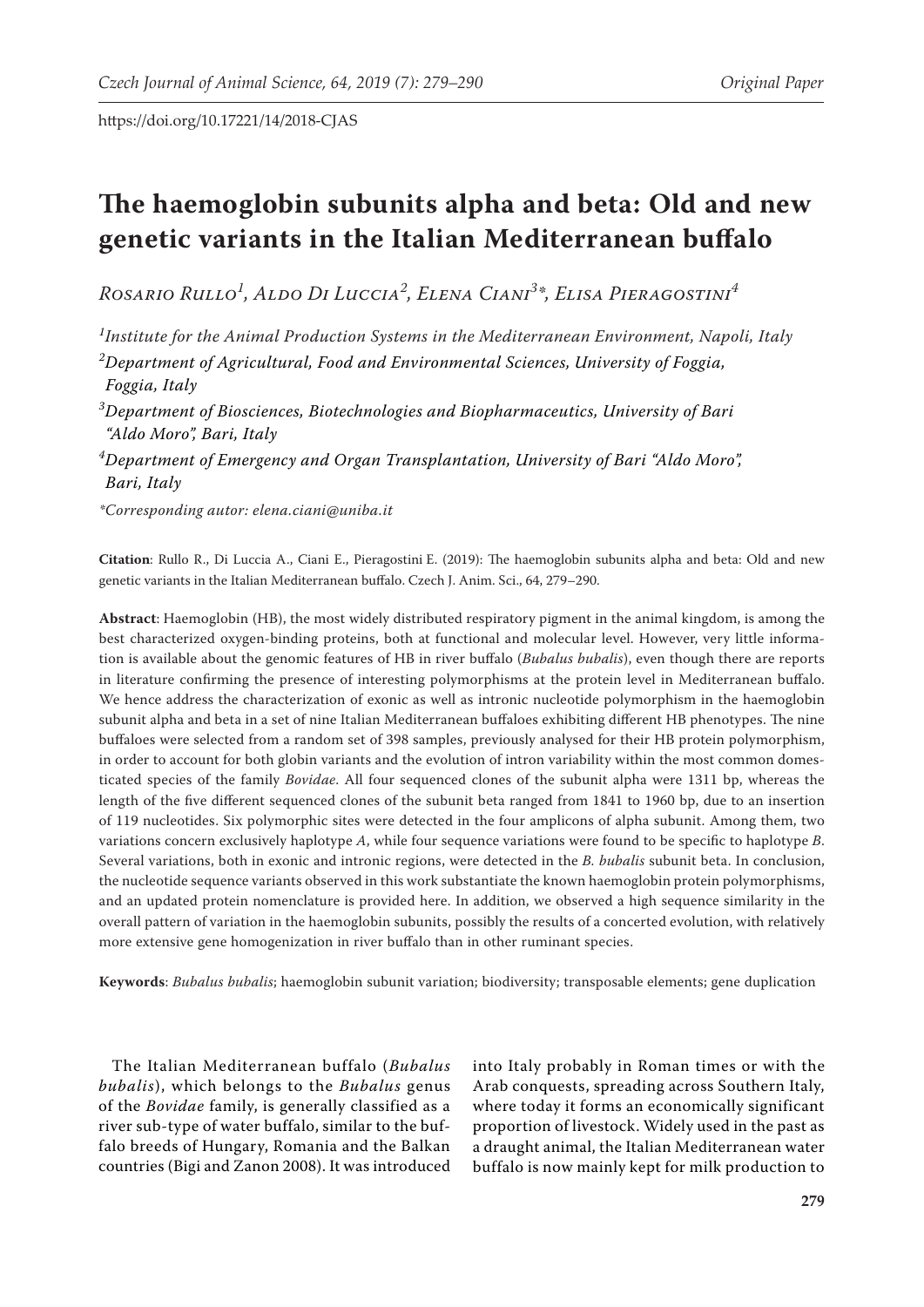# The haemoglobin subunits alpha and beta: Old and new genetic variants in the Italian Mediterranean buffalo

*Rosario Rullo[1], Aldo Di Luccia[2], Elena Ciani[3]\*, Elisa Pieragostini[4]*

[1]*Institute for the Animal Production Systems in the Mediterranean Environment, Napoli, Italy*

[2]*Department of Agricultural, Food and Environmental Sciences, University of Foggia, Foggia, Italy*

[3]*Department of Biosciences, Biotechnologies and Biopharmaceutics, University of Bari "Aldo Moro", Bari, Italy*

[4]*Department of Emergency and Organ Transplantation, University of Bari "Aldo Moro", Bari, Italy*

*\*Corresponding autor: elena.ciani@uniba.it*

**Citation**: Rullo R., Di Luccia A., Ciani E., Pieragostini E. (2019): The haemoglobin subunits alpha and beta: Old and new genetic variants in the Italian Mediterranean buffalo. Czech J. Anim. Sci., 64, 279–290.

**Abstract**: Haemoglobin (HB), the most widely distributed respiratory pigment in the animal kingdom, is among the best characterized oxygen-binding proteins, both at functional and molecular level. However, very little information is available about the genomic features of HB in river buffalo (*Bubalus bubalis*), even though there are reports in literature confirming the presence of interesting polymorphisms at the protein level in Mediterranean buffalo. We hence address the characterization of exonic as well as intronic nucleotide polymorphism in the haemoglobin subunit alpha and beta in a set of nine Italian Mediterranean buffaloes exhibiting different HB phenotypes. The nine buffaloes were selected from a random set of 398 samples, previously analysed for their HB protein polymorphism, in order to account for both globin variants and the evolution of intron variability within the most common domesticated species of the family *Bovidae*. All four sequenced clones of the subunit alpha were 1311 bp, whereas the length of the five different sequenced clones of the subunit beta ranged from 1841 to 1960 bp, due to an insertion of 119 nucleotides. Six polymorphic sites were detected in the four amplicons of alpha subunit. Among them, two variations concern exclusively haplotype *A*, while four sequence variations were found to be specific to haplotype *B*. Several variations, both in exonic and intronic regions, were detected in the *B. bubalis* subunit beta. In conclusion, the nucleotide sequence variants observed in this work substantiate the known haemoglobin protein polymorphisms, and an updated protein nomenclature is provided here. In addition, we observed a high sequence similarity in the overall pattern of variation in the haemoglobin subunits, possibly the results of a concerted evolution, with relatively more extensive gene homogenization in river buffalo than in other ruminant species.

**Keywords**: *Bubalus bubalis*; haemoglobin subunit variation; biodiversity; transposable elements; gene duplication

The Italian Mediterranean buffalo (*Bubalus bubalis*), which belongs to the *Bubalus* genus of the *Bovidae* family, is generally classified as a river sub-type of water buffalo, similar to the buffalo breeds of Hungary, Romania and the Balkan countries (Bigi and Zanon 2008). It was introduced into Italy probably in Roman times or with the Arab conquests, spreading across Southern Italy, where today it forms an economically significant proportion of livestock. Widely used in the past as a draught animal, the Italian Mediterranean water buffalo is now mainly kept for milk production to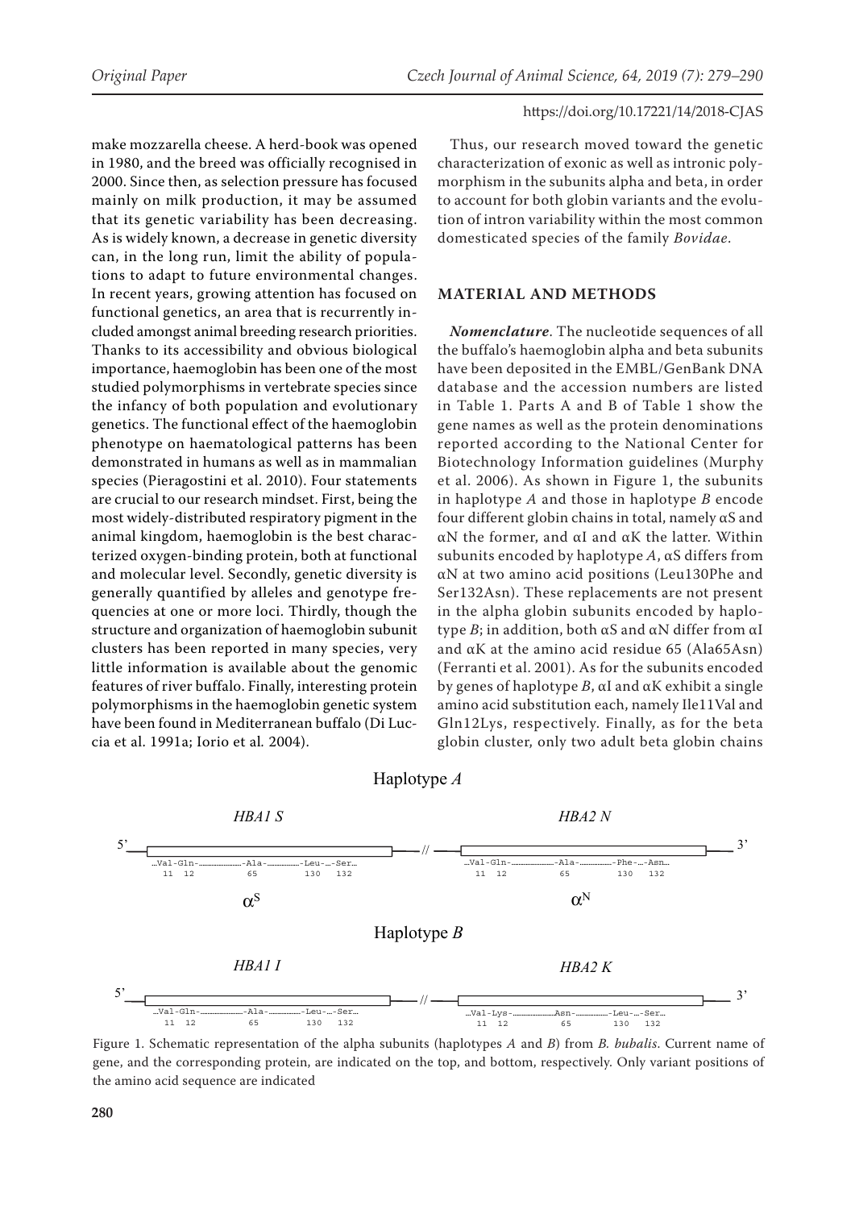make mozzarella cheese. A herd-book was opened in 1980, and the breed was officially recognised in 2000. Since then, as selection pressure has focused mainly on milk production, it may be assumed that its genetic variability has been decreasing. As is widely known, a decrease in genetic diversity can, in the long run, limit the ability of populations to adapt to future environmental changes. In recent years, growing attention has focused on functional genetics, an area that is recurrently included amongst animal breeding research priorities. Thanks to its accessibility and obvious biological importance, haemoglobin has been one of the most studied polymorphisms in vertebrate species since the infancy of both population and evolutionary genetics. The functional effect of the haemoglobin phenotype on haematological patterns has been demonstrated in humans as well as in mammalian species (Pieragostini et al. 2010). Four statements are crucial to our research mindset. First, being the most widely-distributed respiratory pigment in the animal kingdom, haemoglobin is the best characterized oxygen-binding protein, both at functional and molecular level. Secondly, genetic diversity is generally quantified by alleles and genotype frequencies at one or more loci. Thirdly, though the structure and organization of haemoglobin subunit clusters has been reported in many species, very little information is available about the genomic features of river buffalo. Finally, interesting protein polymorphisms in the haemoglobin genetic system have been found in Mediterranean buffalo (Di Luccia et al. 1991a; Iorio et al. 2004).

Thus, our research moved toward the genetic characterization of exonic as well as intronic polymorphism in the subunits alpha and beta, in order to account for both globin variants and the evolution of intron variability within the most common domesticated species of the family *Bovidae*.

## MATERIAL AND METHODS

***Nomenclature***. The nucleotide sequences of all the buffalo's haemoglobin alpha and beta subunits have been deposited in the EMBL/GenBank DNA database and the accession numbers are listed in Table 1. Parts A and B of Table 1 show the gene names as well as the protein denominations reported according to the National Center for Biotechnology Information guidelines (Murphy et al. 2006). As shown in Figure 1, the subunits in haplotype *A* and those in haplotype *B* encode four different globin chains in total, namely αS and αN the former, and αI and αK the latter. Within subunits encoded by haplotype *A*, αS differs from αN at two amino acid positions (Leu130Phe and Ser132Asn). These replacements are not present in the alpha globin subunits encoded by haplotype *B*; in addition, both αS and αN differ from αI and αK at the amino acid residue 65 (Ala65Asn) (Ferranti et al. 2001). As for the subunits encoded by genes of haplotype *B*, αI and αK exhibit a single amino acid substitution each, namely Ile11Val and Gln12Lys, respectively. Finally, as for the beta globin cluster, only two adult beta globin chains

Haplotype *A*

*HBA1 S* ... *HBA2 N*

5' …Val-Gln-…-Ala-…-Leu-…-Ser… (11 12 65 130 132) // …Val-Gln-…-Ala-…-Phe-…-Asn… (11 12 65 130 132) 3'

$\alpha^S$ $\alpha^N$

Haplotype *B*

*HBA1 I* ... *HBA2 K*

5' …Val-Gln-…-Ala-…-Leu-…-Ser… (11 12 65 130 132) // …Val-Lys-…Asn-…-Leu-…-Ser… (11 12 65 130 132) 3'

Figure 1. Schematic representation of the alpha subunits (haplotypes *A* and *B*) from *B. bubalis*. Current name of gene, and the corresponding protein, are indicated on the top, and bottom, respectively. Only variant positions of the amino acid sequence are indicated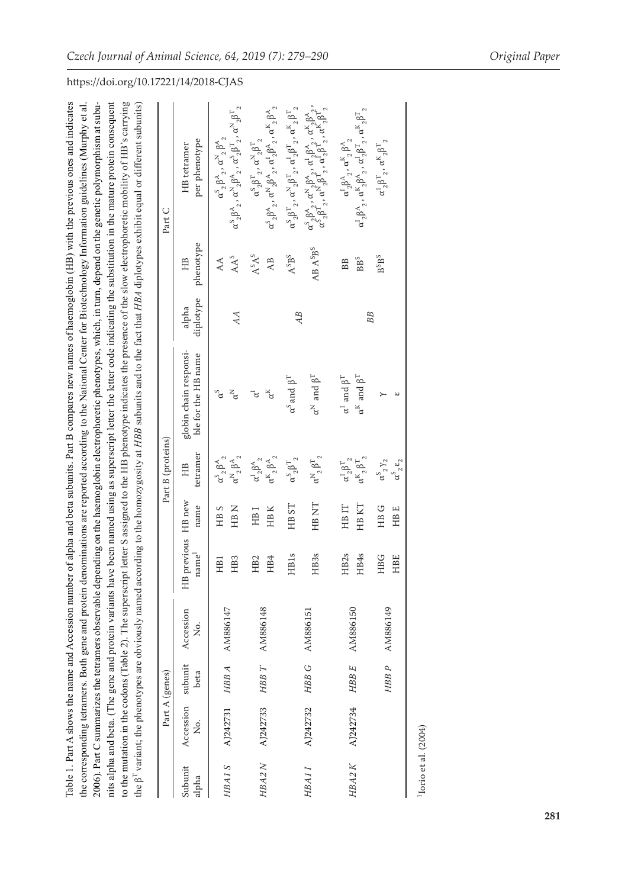Table 1. Part A shows the name and Accession number of alpha and beta subunits. Part B compares new names of haemoglobin (HB) with the previous ones and indicates the corresponding tetramers. Both gene and protein denominations are reported according to the National Center for Biotechnology Information guidelines (Murphy et al. 2006). Part C summarizes the tetramers observable depending on the haemoglobin electrophoretic phenotypes, which, in turn, depend on the genetic polymorphism at subunits alpha and beta. (The gene and protein variants have been named using as superscript letter the letter code indicating the substitution in the mature protein consequent to the mutation in the codons (Table 2). The superscript letter S assigned to the HB phenotype indicates the presence of the slow electrophoretic mobility of HB's carrying the $\beta^T$ variant; the phenotypes are obviously named according to the homozygosity at *HBB* subunits and to the fact that *HBA* diplotypes exhibit equal or different subunits)

| Part A (genes) | | | | Part B (proteins) | | | | Part C | | |
|---|---|---|---|---|---|---|---|---|---|---|
| Subunit alpha | Accession No. | subunit beta | Accession No. | HB previous name[1] | HB new name | HB tetramer | globin chain responsible for the HB name | alpha diplotype | HB phenotype | HB tetramer per phenotype |
| *HBA1 S* | AJ242731 | *HBB A* | AM886147 | HB1 | HB S | $\alpha^S{}_2\beta^A{}_2$ | $\alpha^S$ | | AA | $\alpha^S{}_2\beta^A{}_2$, $\alpha^N{}_2\beta^A{}_2$ |
| | | | | HB3 | HB N | $\alpha^N{}_2\beta^A{}_2$ | $\alpha^N$ | *AA* | $AA^S$ | $\alpha^S{}_2\beta^A{}_2$, $\alpha^N{}_2\beta^A{}_2$, $\alpha^S{}_2\beta^T{}_2$, $\alpha^N{}_2\beta^T{}_2$ |
| *HBA2 N* | AJ242733 | *HBB T* | AM886148 | HB2 | HB I | $\alpha^I{}_2\beta^A{}_2$ | $\alpha^I$ | | $A^SA^S$ | $\alpha^S{}_2\beta^T{}_2$, $\alpha^N{}_2\beta^T{}_2$ |
| | | | | HB4 | HB K | $\alpha^K{}_2\beta^A{}_2$ | $\alpha^K$ | | AB | $\alpha^S{}_2\beta^A{}_2$, $\alpha^N{}_2\beta^A{}_2$, $\alpha^I{}_2\beta^A{}_2$, $\alpha^K{}_2\beta^A{}_2$ |
| | | | | HB1s | HB ST | $\alpha^S{}_2\beta^T{}_2$ | $\alpha^S$ and $\beta^T$ | *AB* | $A^SB^S$ | $\alpha^S{}_2\beta^T{}_2$, $\alpha^N{}_2\beta^T{}_2$, $\alpha^I{}_2\beta^T{}_2$, $\alpha^K{}_2\beta^T{}_2$ |
| *HBA1 I* | AJ242732 | *HBB G* | AM886151 | HB3s | HB NT | $\alpha^N{}_2\beta^T{}_2$ | $\alpha^N$ and $\beta^T$ | | $AB\,A^SB^S$ | $\alpha^S{}_2\beta^A{}_2$, $\alpha^N{}_2\beta^A{}_2$, $\alpha^I{}_2\beta^A{}_2$, $\alpha^K{}_2\beta^A{}_2$, $\alpha^S{}_2\beta^T{}_2$, $\alpha^N{}_2\beta^T{}_2$, $\alpha^I{}_2\beta^T{}_2$, $\alpha^K{}_2\beta^T{}_2$ |
| *HBA2 K* | AJ242734 | *HBB E* | AM886150 | HB2s | HB IT | $\alpha^I{}_2\beta^T{}_2$ | $\alpha^I$ and $\beta^T$ | | BB | $\alpha^I{}_2\beta^A{}_2$, $\alpha^K{}_2\beta^A{}_2$ |
| | | | | HB4s | HB KT | $\alpha^K{}_2\beta^T{}_2$ | $\alpha^K$ and $\beta^T$ | | $BB^S$ | $\alpha^I{}_2\beta^A{}_2$, $\alpha^K{}_2\beta^A{}_2$, $\alpha^I{}_2\beta^T{}_2$, $\alpha^K{}_2\beta^T{}_2$ |
| | | *HBB P* | AM886149 | HBG | HB G | $\alpha^S{}_2\gamma_2$ | $\gamma$ | *BB* | $B^SB^S$ | $\alpha^I{}_2\beta^T{}_2$, $\alpha^K{}_2\beta^T{}_2$ |
| | | | | HBE | HB E | $\alpha^S{}_2\varepsilon_2$ | $\varepsilon$ | | | |

[1]Iorio et al. (2004)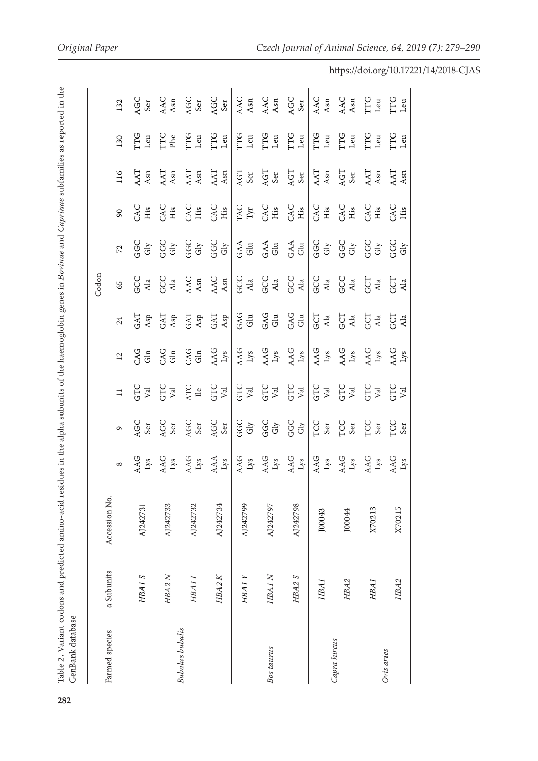Table 2. Variant codons and predicted amino-acid residues in the alpha subunits of the haemoglobin genes in *Bovinae* and *Caprinae* subfamilies as reported in the GenBank database

| Farmed species | α Subunits | Accession No. | Codon | | | | | | | | | | |
|---|---|---|---|---|---|---|---|---|---|---|---|---|---|
| | | | 8 | 9 | 11 | 12 | 24 | 65 | 72 | 90 | 116 | 130 | 132 |
| *Bubalus bubalis* | *HBA1 S* | AJ242731 | AAG Lys | AGC Ser | GTC Val | CAG Gln | GAT Asp | GCC Ala | GGC Gly | CAC His | AAT Asn | TTG Leu | AGC Ser |
| | *HBA2 N* | AJ242733 | AAG Lys | AGC Ser | GTC Val | CAG Gln | GAT Asp | GCC Ala | GGC Gly | CAC His | AAT Asn | TTC Phe | AAC Asn |
| | *HBA1 I* | AJ242732 | AAG Lys | AGC Ser | ATC Ile | CAG Gln | GAT Asp | AAC Asn | GGC Gly | CAC His | AAT Asn | TTG Leu | AGC Ser |
| | *HBA2 K* | AJ242734 | AAA Lys | AGC Ser | GTC Val | AAG Lys | GAT Asp | AAC Asn | GGC Gly | CAC His | AAT Asn | TTG Leu | AGC Ser |
| *Bos taurus* | *HBA1 Y* | AJ242799 | AAG Lys | GGC Gly | GTC Val | AAG Lys | GAG Glu | GCC Ala | GAA Glu | TAC Tyr | AGT Ser | TTG Leu | AAC Asn |
| | *HBA1 N* | AJ242797 | AAG Lys | GGC Gly | GTC Val | AAG Lys | GAG Glu | GCC Ala | GAA Glu | CAC His | AGT Ser | TTG Leu | AAC Asn |
| | *HBA2 S* | AJ242798 | AAG Lys | GGC Gly | GTC Val | AAG Lys | GAG Glu | GCC Ala | GAA Glu | CAC His | AGT Ser | TTG Leu | AGC Ser |
| *Capra hircus* | *HBA1* | J00043 | AAG Lys | TCC Ser | GTC Val | AAG Lys | GCT Ala | GCC Ala | GGC Gly | CAC His | AAT Asn | TTG Leu | AAC Asn |
| | *HBA2* | J00044 | AAG Lys | TCC Ser | GTC Val | AAG Lys | GCT Ala | GCC Ala | GGC Gly | CAC His | AGT Ser | TTG Leu | AAC Asn |
| *Ovis aries* | *HBA1* | X70213 | AAG Lys | TCC Ser | GTC Val | AAG Lys | GCT Ala | GCT Ala | GGC Gly | CAC His | AAT Asn | TTG Leu | TTG Leu |
| | *HBA2* | X70215 | AAG Lys | TCC Ser | GTC Val | AAG Lys | GCT Ala | GCT Ala | GGC Gly | CAC His | AAT Asn | TTG Leu | TTG Leu |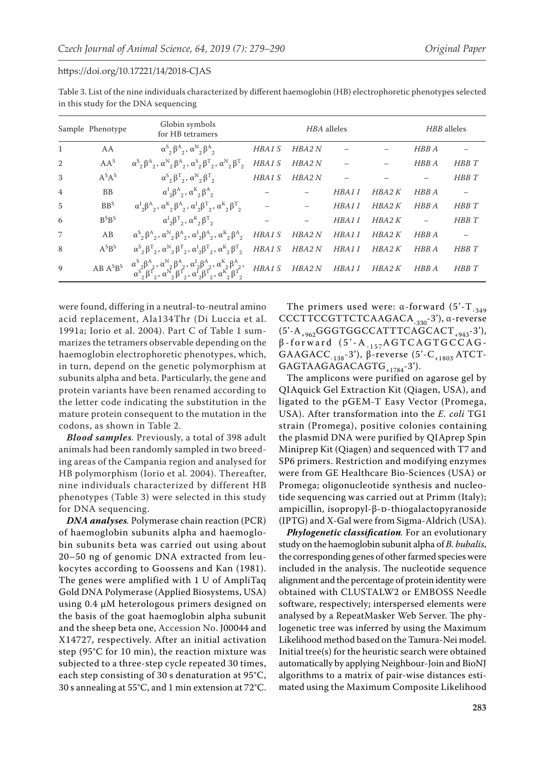Table 3. List of the nine individuals characterized by different haemoglobin (HB) electrophoretic phenotypes selected in this study for the DNA sequencing

| Sample | Phenotype | Globin symbols for HB tetramers | *HBA* alleles | | | | *HBB* alleles | |
|---|---|---|---|---|---|---|---|---|
| 1 | AA | $\alpha^S{}_2\beta^A{}_2$, $\alpha^N{}_2\beta^A{}_2$ | *HBA1 S* | *HBA2 N* | – | – | *HBB A* | – |
| 2 | $AA^S$ | $\alpha^S{}_2\beta^A{}_2$, $\alpha^N{}_2\beta^A{}_2$, $\alpha^S{}_2\beta^T{}_2$, $\alpha^N{}_2\beta^T{}_2$ | *HBA1 S* | *HBA2 N* | – | – | *HBB A* | *HBB T* |
| 3 | $A^SA^S$ | $\alpha^S{}_2\beta^T{}_2$, $\alpha^N{}_2\beta^T{}_2$ | *HBA1 S* | *HBA2 N* | – | – | – | *HBB T* |
| 4 | BB | $\alpha^I{}_2\beta^A{}_2$, $\alpha^K{}_2\beta^A{}_2$ | – | – | *HBA1 I* | *HBA2 K* | *HBB A* | – |
| 5 | $BB^S$ | $\alpha^I{}_2\beta^A{}_2$, $\alpha^K{}_2\beta^A{}_2$, $\alpha^I{}_2\beta^T{}_2$, $\alpha^K{}_2\beta^T{}_2$ | – | – | *HBA1 I* | *HBA2 K* | *HBB A* | *HBB T* |
| 6 | $B^SB^S$ | $\alpha^I{}_2\beta^T{}_2$, $\alpha^K{}_2\beta^T{}_2$ | – | – | *HBA1 I* | *HBA2 K* | – | *HBB T* |
| 7 | AB | $\alpha^S{}_2\beta^A{}_2$, $\alpha^N{}_2\beta^A{}_2$, $\alpha^I{}_2\beta^A{}_2$, $\alpha^K{}_2\beta^A{}_2$ | *HBA1 S* | *HBA2 N* | *HBA1 I* | *HBA2 K* | *HBB A* | – |
| 8 | $A^SB^S$ | $\alpha^S{}_2\beta^T{}_2$, $\alpha^N{}_2\beta^T{}_2$, $\alpha^I{}_2\beta^T{}_2$, $\alpha^K{}_2\beta^T{}_2$ | *HBA1 S* | *HBA2 N* | *HBA1 I* | *HBA2 K* | *HBB A* | *HBB T* |
| 9 | AB $A^SB^S$ | $\alpha^S{}_2\beta^A{}_2$, $\alpha^N{}_2\beta^A{}_2$, $\alpha^I{}_2\beta^A{}_2$, $\alpha^K{}_2\beta^A{}_2$, $\alpha^S{}_2\beta^T{}_2$, $\alpha^N{}_2\beta^T{}_2$, $\alpha^I{}_2\beta^T{}_2$, $\alpha^K{}_2\beta^T{}_2$ | *HBA1 S* | *HBA2 N* | *HBA1 I* | *HBA2 K* | *HBB A* | *HBB T* |

were found, differing in a neutral-to-neutral amino acid replacement, Ala134Thr (Di Luccia et al. 1991a; Iorio et al. 2004). Part C of Table 1 summarizes the tetramers observable depending on the haemoglobin electrophoretic phenotypes, which, in turn, depend on the genetic polymorphism at subunits alpha and beta. Particularly, the gene and protein variants have been renamed according to the letter code indicating the substitution in the mature protein consequent to the mutation in the codons, as shown in Table 2.

***Blood samples*.** Previously, a total of 398 adult animals had been randomly sampled in two breeding areas of the Campania region and analysed for HB polymorphism (Iorio et al. 2004). Thereafter, nine individuals characterized by different HB phenotypes (Table 3) were selected in this study for DNA sequencing.

***DNA analyses*.** Polymerase chain reaction (PCR) of haemoglobin subunits alpha and haemoglobin subunits beta was carried out using about 20–50 ng of genomic DNA extracted from leukocytes according to Goossens and Kan (1981). The genes were amplified with 1 U of AmpliTaq Gold DNA Polymerase (Applied Biosystems, USA) using 0.4 µM heterologous primers designed on the basis of the goat haemoglobin alpha subunit and the sheep beta one, Accession No. J00044 and X14727, respectively. After an initial activation step (95°C for 10 min), the reaction mixture was subjected to a three-step cycle repeated 30 times, each step consisting of 30 s denaturation at 95°C, 30 s annealing at 55°C, and 1 min extension at 72°C.

The primers used were: α-forward (5'-$T_{-349}$ CCCTTCCGTTCTCAAGAC$A_{-330}$-3'), α-reverse (5'-$A_{+962}$GGGTGGCCATTTCAGCAC$T_{+943}$-3'), β-forward (5'-$A_{-157}$AGTCAGTGCCAGGAAGAC$C_{-138}$-3'), β-reverse (5'-$C_{+1803}$ ATCTGAGTAAGAGACAGT$G_{+1784}$-3').

The amplicons were purified on agarose gel by QIAquick Gel Extraction Kit (Qiagen, USA), and ligated to the pGEM-T Easy Vector (Promega, USA). After transformation into the *E. coli* TG1 strain (Promega), positive colonies containing the plasmid DNA were purified by QIAprep Spin Miniprep Kit (Qiagen) and sequenced with T7 and SP6 primers. Restriction and modifying enzymes were from GE Healthcare Bio-Sciences (USA) or Promega; oligonucleotide synthesis and nucleotide sequencing was carried out at Primm (Italy); ampicillin, isopropyl-β-D-thiogalactopyranoside (IPTG) and X-Gal were from Sigma-Aldrich (USA).

***Phylogenetic classification*.** For an evolutionary study on the haemoglobin subunit alpha of *B. bubalis*, the corresponding genes of other farmed species were included in the analysis. The nucleotide sequence alignment and the percentage of protein identity were obtained with CLUSTALW2 or EMBOSS Needle software, respectively; interspersed elements were analysed by a RepeatMasker Web Server. The phylogenetic tree was inferred by using the Maximum Likelihood method based on the Tamura-Nei model. Initial tree(s) for the heuristic search were obtained automatically by applying Neighbour-Join and BioNJ algorithms to a matrix of pair-wise distances estimated using the Maximum Composite Likelihood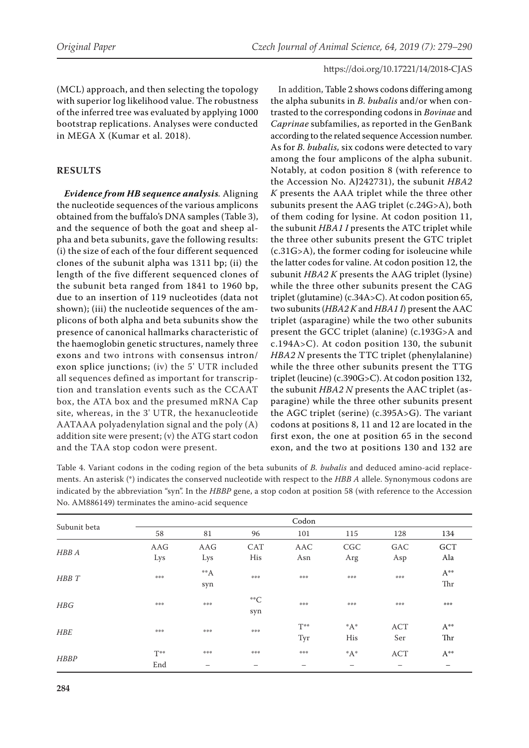(MCL) approach, and then selecting the topology with superior log likelihood value. The robustness of the inferred tree was evaluated by applying 1000 bootstrap replications. Analyses were conducted in MEGA X (Kumar et al. 2018).

## RESULTS

***Evidence from HB sequence analysis*.** Aligning the nucleotide sequences of the various amplicons obtained from the buffalo's DNA samples (Table 3), and the sequence of both the goat and sheep alpha and beta subunits, gave the following results: (i) the size of each of the four different sequenced clones of the subunit alpha was 1311 bp; (ii) the length of the five different sequenced clones of the subunit beta ranged from 1841 to 1960 bp, due to an insertion of 119 nucleotides (data not shown); (iii) the nucleotide sequences of the amplicons of both alpha and beta subunits show the presence of canonical hallmarks characteristic of the haemoglobin genetic structures, namely three exons and two introns with consensus intron/exon splice junctions; (iv) the 5' UTR included all sequences defined as important for transcription and translation events such as the CCAAT box, the ATA box and the presumed mRNA Cap site, whereas, in the 3' UTR, the hexanucleotide AATAAA polyadenylation signal and the poly (A) addition site were present; (v) the ATG start codon and the TAA stop codon were present.

In addition, Table 2 shows codons differing among the alpha subunits in *B. bubalis* and/or when contrasted to the corresponding codons in *Bovinae* and *Caprinae* subfamilies, as reported in the GenBank according to the related sequence Accession number. As for *B. bubalis*, six codons were detected to vary among the four amplicons of the alpha subunit. Notably, at codon position 8 (with reference to the Accession No. AJ242731), the subunit *HBA2 K* presents the AAA triplet while the three other subunits present the AAG triplet (c.24G>A), both of them coding for lysine. At codon position 11, the subunit *HBA1 I* presents the ATC triplet while the three other subunits present the GTC triplet (c.31G>A), the former coding for isoleucine while the latter codes for valine. At codon position 12, the subunit *HBA2 K* presents the AAG triplet (lysine) while the three other subunits present the CAG triplet (glutamine) (c.34A>C). At codon position 65, two subunits (*HBA2 K* and *HBA1 I*) present the AAC triplet (asparagine) while the two other subunits present the GCC triplet (alanine) (c.193G>A and c.194A>C). At codon position 130, the subunit *HBA2 N* presents the TTC triplet (phenylalanine) while the three other subunits present the TTG triplet (leucine) (c.390G>C). At codon position 132, the subunit *HBA2 N* presents the AAC triplet (asparagine) while the three other subunits present the AGC triplet (serine) (c.395A>G). The variant codons at positions 8, 11 and 12 are located in the first exon, the one at position 65 in the second exon, and the two at positions 130 and 132 are

Table 4. Variant codons in the coding region of the beta subunits of *B. bubalis* and deduced amino-acid replacements. An asterisk (*) indicates the conserved nucleotide with respect to the *HBB A* allele. Synonymous codons are indicated by the abbreviation "syn". In the *HBBP* gene, a stop codon at position 58 (with reference to the Accession No. AM886149) terminates the amino-acid sequence

| Subunit beta | Codon | | | | | | |
|---|---|---|---|---|---|---|---|
| | 58 | 81 | 96 | 101 | 115 | 128 | 134 |
| *HBB A* | AAG<br>Lys | AAG<br>Lys | CAT<br>His | AAC<br>Asn | CGC<br>Arg | GAC<br>Asp | GCT<br>Ala |
| *HBB T* | *** | **A<br>syn | *** | *** | *** | *** | A**<br>Thr |
| *HBG* | *** | *** | **C<br>syn | *** | *** | *** | *** |
| *HBE* | *** | *** | *** | T**<br>Tyr | *A*<br>His | ACT<br>Ser | A**<br>Thr |
| *HBBP* | T**<br>End | ***<br>– | ***<br>– | ***<br>– | *A*<br>– | ACT<br>– | A**<br>– |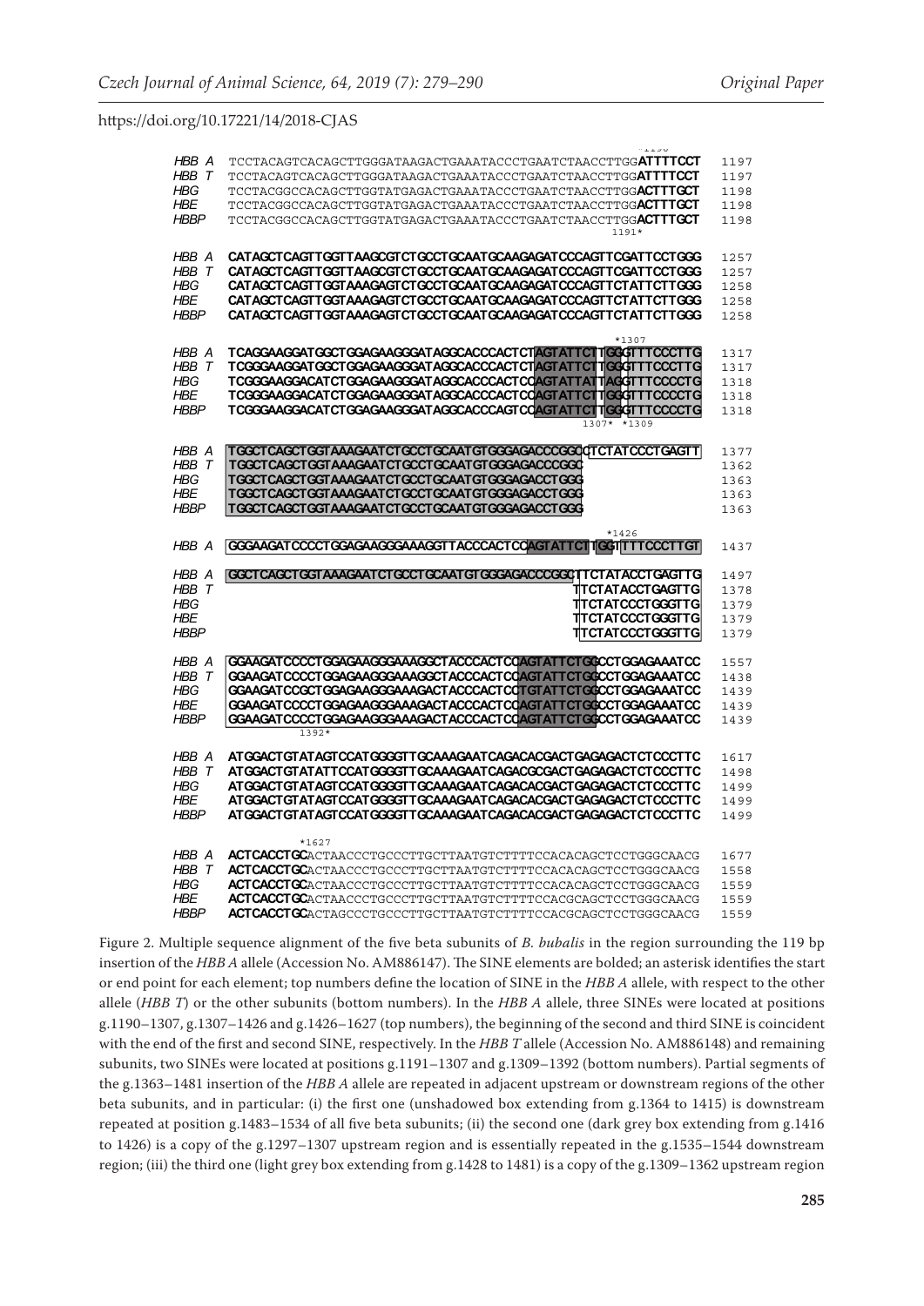```
          *1190
HBB A   TCCTACAGTCACAGCTTGGGATAAGACTGAAATACCCTGAATCTAACCTTGGATTTTCCT   1197
HBB T   TCCTACAGTCACAGCTTGGGATAAGACTGAAATACCCTGAATCTAACCTTGGATTTTCCT   1197
HBG     TCCTACGGCCACAGCTTGGTATGAGACTGAAATACCCTGAATCTAACCTTGGACTTTGCT   1198
HBE     TCCTACGGCCACAGCTTGGTATGAGACTGAAATACCCTGAATCTAACCTTGGACTTTGCT   1198
HBBP    TCCTACGGCCACAGCTTGGTATGAGACTGAAATACCCTGAATCTAACCTTGGACTTTGCT   1198
                                                          1191*

HBB A   CATAGCTCAGTTGGTTAAGCGTCTGCCTGCAATGCAAGAGATCCCAGTTCGATTCCTGGG   1257
HBB T   CATAGCTCAGTTGGTTAAGCGTCTGCCTGCAATGCAAGAGATCCCAGTTCGATTCCTGGG   1257
HBG     CATAGCTCAGTTGGTAAAGAGTCTGCCTGCAATGCAAGAGATCCCAGTTCTATTCTTGGG   1258
HBE     CATAGCTCAGTTGGTAAAGAGTCTGCCTGCAATGCAAGAGATCCCAGTTCTATTCTTGGG   1258
HBBP    CATAGCTCAGTTGGTAAAGAGTCTGCCTGCAATGCAAGAGATCCCAGTTCTATTCTTGGG   1258

                                                         *1307
HBB A   TCAGGAAGGATGGCTGGAGAAGGGATAGGCACCCACTCTAGTATTCTTGGCTTTCCCTTG   1317
HBB T   TCGGGAAGGATGGCTGGAGAAGGGATAGGCACCCACTCTAGTATTCTTGGGTTTCCCTTG   1317
HBG     TCGGGAAGGACATCTGGAGAAGGGATAGGCACCCACTCCAGTATTATTAGGTTTCCCCTG   1318
HBE     TCGGGAAGGACATCTGGAGAAGGGATAGGCACCCACTCCAGTATTCTTGGGTTTCCCCTG   1318
HBBP    TCGGGAAGGACATCTGGAGAAGGGATAGGCACCCAGTCCAGTATTCTTGGGTTTCCCCTG   1318
                                                      1307* *1309

HBB A   TGGCTCAGCTGGTAAAGAATCTGCCTGCAATGTGGGAGACCCGGCTCTATCCCTGAGTT   1377
HBB T   TGGCTCAGCTGGTAAAGAATCTGCCTGCAATGTGGGAGACCCGGC                 1362
HBG     TGGCTCAGCTGGTAAAGAATCTGCCTGCAATGTGGGAGACCTGGG                 1363
HBE     TGGCTCAGCTGGTAAAGAATCTGCCTGCAATGTGGGAGACCTGGG                 1363
HBBP    TGGCTCAGCTGGTAAAGAATCTGCCTGCAATGTGGGAGACCTGGG                 1363

                                                      *1426
HBB A   GGGAAGATCCCCTGGAGAAGGGAAAGGTTACCCACTCCAGTATTCTTGGTTTTCCCTTGT   1437

HBB A   GGCTCAGCTGGTAAAGAATCTGCCTGCAATGTGGGAGACCCGGCTTCTATACCTGAGTTG   1497
HBB T                                               TTCTATACCTGAGTTG   1378
HBG                                                 TTCTATCCCTGGGTTG   1379
HBE                                                 TTCTATCCCTGGGTTG   1379
HBBP                                                TTCTATCCCTGGGTTG   1379

HBB A   GGAAGATCCCCTGGAGAAGGGAAAGGCTACCCACTCCAGTATTCTGGCCTGGAGAAATCC   1557
HBB T   GGAAGATCCCCTGGAGAAGGGAAAGGCTACCCACTCCAGTATTCTGGCCTGGAGAAATCC   1438
HBG     GGAAGATCCGCTGGAGAAGGGAAAGACTACCCACTCTGTATTCTGGCCTGGAGAAATCC    1439
HBE     GGAAGATCCCCTGGAGAAGGGAAAGACTACCCACTCCAGTATTCTGGCCTGGAGAAATCC   1439
HBBP    GGAAGATCCCCTGGAGAAGGGAAAGACTACCCACTCCAGTATTCTGGCCTGGAGAAATCC   1439
          1392*

HBB A   ATGGACTGTATAGTCCATGGGGTTGCAAAGAATCAGACACGACTGAGAGACTCTCCCTTC   1617
HBB T   ATGGACTGTATATTCCATGGGGTTGCAAAGAATCAGACGCGACTGAGAGACTCTCCCTTC   1498
HBG     ATGGACTGTATAGTCCATGGGGTTGCAAAGAATCAGACACGACTGAGAGACTCTCCCTTC   1499
HBE     ATGGACTGTATAGTCCATGGGGTTGCAAAGAATCAGACACGACTGAGAGACTCTCCCTTC   1499
HBBP    ATGGACTGTATAGTCCATGGGGTTGCAAAGAATCAGACACGACTGAGAGACTCTCCCTTC   1499

          *1627
HBB A   ACTCACCTGCACTAACCCTGCCCTTGCTTAATGTCTTTTCCACACAGCTCCTGGGCAACG   1677
HBB T   ACTCACCTGCACTAACCCTGCCCTTGCTTAATGTCTTTTCCACACAGCTCCTGGGCAACG   1558
HBG     ACTCACCTGCACTAACCCTGCCCTTGCTTAATGTCTTTTCCACACAGCTCCTGGGCAACG   1559
HBE     ACTCACCTGCACTAACCCTGCCCTTGCTTAATGTCTTTTCCACGCAGCTCCTGGGCAACG   1559
HBBP    ACTCACCTGCACTAGCCCTGCCCTTGCTTAATGTCTTTTCCACGCAGCTCCTGGGCAACG   1559
```

Figure 2. Multiple sequence alignment of the five beta subunits of *B. bubalis* in the region surrounding the 119 bp insertion of the *HBB A* allele (Accession No. AM886147). The SINE elements are bolded; an asterisk identifies the start or end point for each element; top numbers define the location of SINE in the *HBB A* allele, with respect to the other allele (*HBB T*) or the other subunits (bottom numbers). In the *HBB A* allele, three SINEs were located at positions g.1190–1307, g.1307–1426 and g.1426–1627 (top numbers), the beginning of the second and third SINE is coincident with the end of the first and second SINE, respectively. In the *HBB T* allele (Accession No. AM886148) and remaining subunits, two SINEs were located at positions g.1191–1307 and g.1309–1392 (bottom numbers). Partial segments of the g.1363–1481 insertion of the *HBB A* allele are repeated in adjacent upstream or downstream regions of the other beta subunits, and in particular: (i) the first one (unshadowed box extending from g.1364 to 1415) is downstream repeated at position g.1483–1534 of all five beta subunits; (ii) the second one (dark grey box extending from g.1416 to 1426) is a copy of the g.1297–1307 upstream region and is essentially repeated in the g.1535–1544 downstream region; (iii) the third one (light grey box extending from g.1428 to 1481) is a copy of the g.1309–1362 upstream region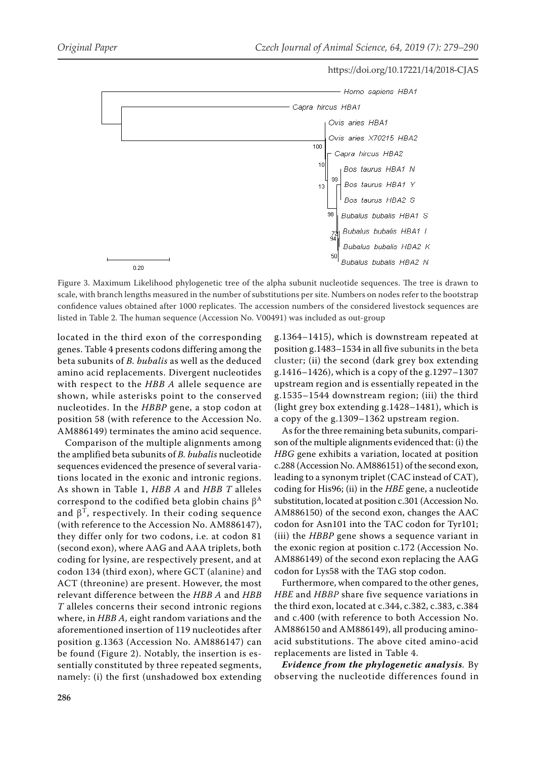Figure 3. Maximum Likelihood phylogenetic tree of the alpha subunit nucleotide sequences. The tree is drawn to scale, with branch lengths measured in the number of substitutions per site. Numbers on nodes refer to the bootstrap confidence values obtained after 1000 replicates. The accession numbers of the considered livestock sequences are listed in Table 2. The human sequence (Accession No. V00491) was included as out-group

located in the third exon of the corresponding genes. Table 4 presents codons differing among the beta subunits of *B. bubalis* as well as the deduced amino acid replacements. Divergent nucleotides with respect to the *HBB A* allele sequence are shown, while asterisks point to the conserved nucleotides. In the *HBBP* gene, a stop codon at position 58 (with reference to the Accession No. AM886149) terminates the amino acid sequence.

Comparison of the multiple alignments among the amplified beta subunits of *B. bubalis* nucleotide sequences evidenced the presence of several variations located in the exonic and intronic regions. As shown in Table 1, *HBB A* and *HBB T* alleles correspond to the codified beta globin chains $\beta^A$ and $\beta^T$, respectively. In their coding sequence (with reference to the Accession No. AM886147), they differ only for two codons, i.e. at codon 81 (second exon), where AAG and AAA triplets, both coding for lysine, are respectively present, and at codon 134 (third exon), where GCT (alanine) and ACT (threonine) are present. However, the most relevant difference between the *HBB A* and *HBB T* alleles concerns their second intronic regions where, in *HBB A*, eight random variations and the aforementioned insertion of 119 nucleotides after position g.1363 (Accession No. AM886147) can be found (Figure 2). Notably, the insertion is essentially constituted by three repeated segments, namely: (i) the first (unshadowed box extending g.1364–1415), which is downstream repeated at position g.1483–1534 in all five subunits in the beta cluster; (ii) the second (dark grey box extending g.1416–1426), which is a copy of the g.1297–1307 upstream region and is essentially repeated in the g.1535–1544 downstream region; (iii) the third (light grey box extending g.1428–1481), which is a copy of the g.1309–1362 upstream region.

As for the three remaining beta subunits, comparison of the multiple alignments evidenced that: (i) the *HBG* gene exhibits a variation, located at position c.288 (Accession No. AM886151) of the second exon, leading to a synonym triplet (CAC instead of CAT), coding for His96; (ii) in the *HBE* gene, a nucleotide substitution, located at position c.301 (Accession No. AM886150) of the second exon, changes the AAC codon for Asn101 into the TAC codon for Tyr101; (iii) the *HBBP* gene shows a sequence variant in the exonic region at position c.172 (Accession No. AM886149) of the second exon replacing the AAG codon for Lys58 with the TAG stop codon.

Furthermore, when compared to the other genes, *HBE* and *HBBP* share five sequence variations in the third exon, located at c.344, c.382, c.383, c.384 and c.400 (with reference to both Accession No. AM886150 and AM886149), all producing amino-acid substitutions. The above cited amino-acid replacements are listed in Table 4.

***Evidence from the phylogenetic analysis.*** By observing the nucleotide differences found in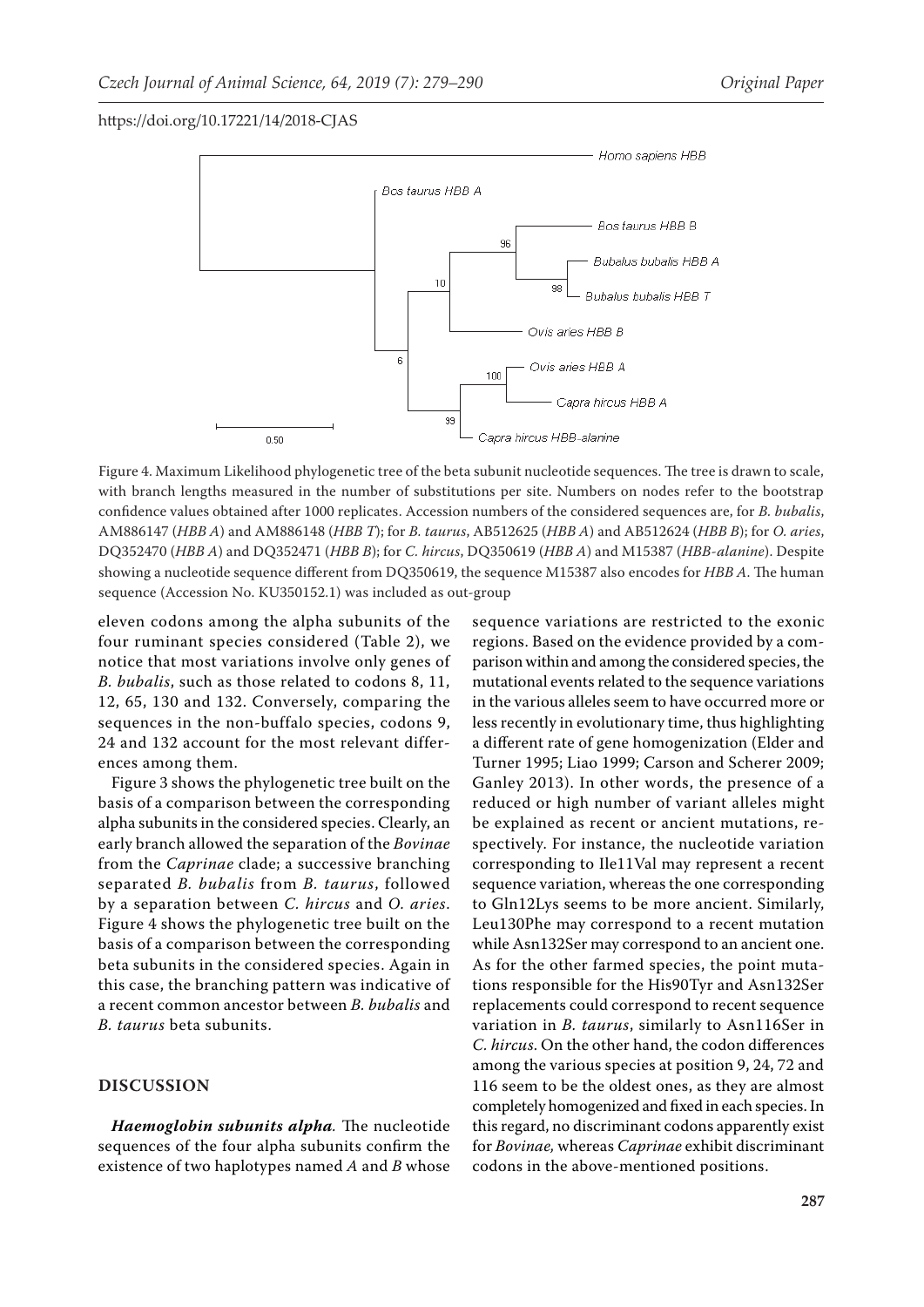Figure 4. Maximum Likelihood phylogenetic tree of the beta subunit nucleotide sequences. The tree is drawn to scale, with branch lengths measured in the number of substitutions per site. Numbers on nodes refer to the bootstrap confidence values obtained after 1000 replicates. Accession numbers of the considered sequences are, for *B. bubalis*, AM886147 (*HBB A*) and AM886148 (*HBB T*); for *B. taurus*, AB512625 (*HBB A*) and AB512624 (*HBB B*); for *O. aries*, DQ352470 (*HBB A*) and DQ352471 (*HBB B*); for *C. hircus*, DQ350619 (*HBB A*) and M15387 (*HBB-alanine*). Despite showing a nucleotide sequence different from DQ350619, the sequence M15387 also encodes for *HBB A*. The human sequence (Accession No. KU350152.1) was included as out-group

eleven codons among the alpha subunits of the four ruminant species considered (Table 2), we notice that most variations involve only genes of *B. bubalis*, such as those related to codons 8, 11, 12, 65, 130 and 132. Conversely, comparing the sequences in the non-buffalo species, codons 9, 24 and 132 account for the most relevant differences among them.

Figure 3 shows the phylogenetic tree built on the basis of a comparison between the corresponding alpha subunits in the considered species. Clearly, an early branch allowed the separation of the *Bovinae* from the *Caprinae* clade; a successive branching separated *B. bubalis* from *B. taurus*, followed by a separation between *C. hircus* and *O. aries*. Figure 4 shows the phylogenetic tree built on the basis of a comparison between the corresponding beta subunits in the considered species. Again in this case, the branching pattern was indicative of a recent common ancestor between *B. bubalis* and *B. taurus* beta subunits.

## DISCUSSION

***Haemoglobin subunits alpha.*** The nucleotide sequences of the four alpha subunits confirm the existence of two haplotypes named *A* and *B* whose sequence variations are restricted to the exonic regions. Based on the evidence provided by a comparison within and among the considered species, the mutational events related to the sequence variations in the various alleles seem to have occurred more or less recently in evolutionary time, thus highlighting a different rate of gene homogenization (Elder and Turner 1995; Liao 1999; Carson and Scherer 2009; Ganley 2013). In other words, the presence of a reduced or high number of variant alleles might be explained as recent or ancient mutations, respectively. For instance, the nucleotide variation corresponding to Ile11Val may represent a recent sequence variation, whereas the one corresponding to Gln12Lys seems to be more ancient. Similarly, Leu130Phe may correspond to a recent mutation while Asn132Ser may correspond to an ancient one. As for the other farmed species, the point mutations responsible for the His90Tyr and Asn132Ser replacements could correspond to recent sequence variation in *B. taurus*, similarly to Asn116Ser in *C. hircus*. On the other hand, the codon differences among the various species at position 9, 24, 72 and 116 seem to be the oldest ones, as they are almost completely homogenized and fixed in each species. In this regard, no discriminant codons apparently exist for *Bovinae,* whereas *Caprinae* exhibit discriminant codons in the above-mentioned positions.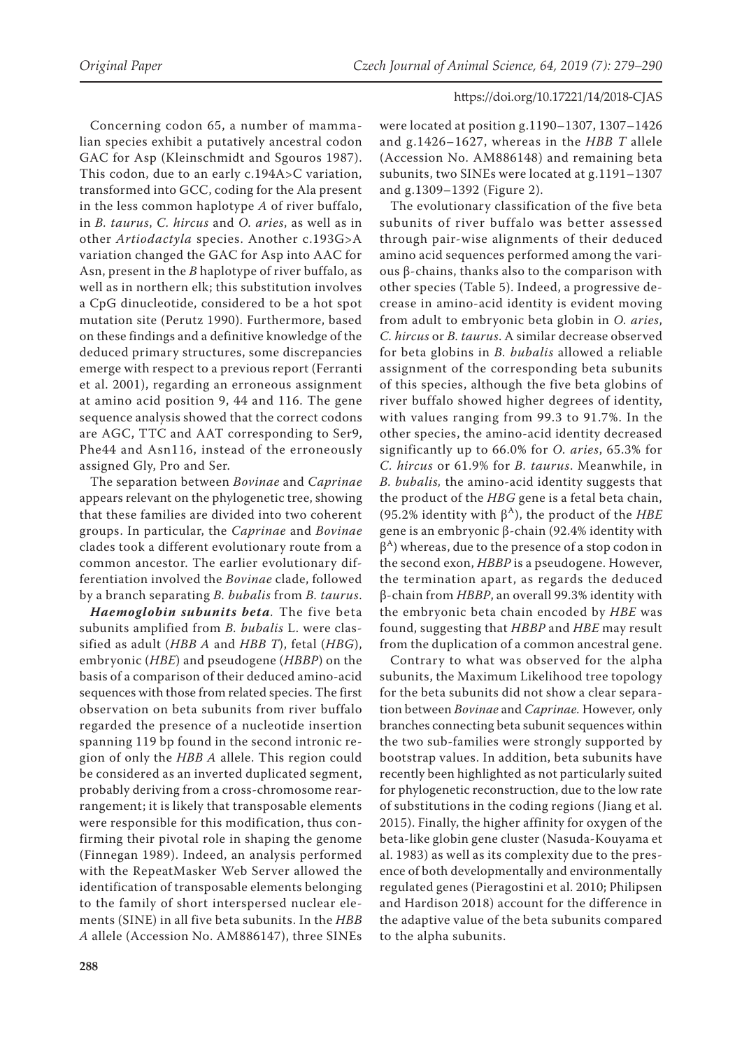Concerning codon 65, a number of mammalian species exhibit a putatively ancestral codon GAC for Asp (Kleinschmidt and Sgouros 1987). This codon, due to an early c.194A>C variation, transformed into GCC, coding for the Ala present in the less common haplotype *A* of river buffalo, in *B. taurus*, *C. hircus* and *O. aries*, as well as in other *Artiodactyla* species. Another c.193G>A variation changed the GAC for Asp into AAC for Asn, present in the *B* haplotype of river buffalo, as well as in northern elk; this substitution involves a CpG dinucleotide, considered to be a hot spot mutation site (Perutz 1990). Furthermore, based on these findings and a definitive knowledge of the deduced primary structures, some discrepancies emerge with respect to a previous report (Ferranti et al. 2001), regarding an erroneous assignment at amino acid position 9, 44 and 116. The gene sequence analysis showed that the correct codons are AGC, TTC and AAT corresponding to Ser9, Phe44 and Asn116, instead of the erroneously assigned Gly, Pro and Ser.

The separation between *Bovinae* and *Caprinae* appears relevant on the phylogenetic tree, showing that these families are divided into two coherent groups. In particular, the *Caprinae* and *Bovinae* clades took a different evolutionary route from a common ancestor. The earlier evolutionary differentiation involved the *Bovinae* clade, followed by a branch separating *B. bubalis* from *B. taurus*.

***Haemoglobin subunits beta***. The five beta subunits amplified from *B. bubalis* L. were classified as adult (*HBB A* and *HBB T*), fetal (*HBG*), embryonic (*HBE*) and pseudogene (*HBBP*) on the basis of a comparison of their deduced amino-acid sequences with those from related species. The first observation on beta subunits from river buffalo regarded the presence of a nucleotide insertion spanning 119 bp found in the second intronic region of only the *HBB A* allele. This region could be considered as an inverted duplicated segment, probably deriving from a cross-chromosome rearrangement; it is likely that transposable elements were responsible for this modification, thus confirming their pivotal role in shaping the genome (Finnegan 1989). Indeed, an analysis performed with the RepeatMasker Web Server allowed the identification of transposable elements belonging to the family of short interspersed nuclear elements (SINE) in all five beta subunits. In the *HBB A* allele (Accession No. AM886147), three SINEs were located at position g.1190–1307, 1307–1426 and g.1426–1627, whereas in the *HBB T* allele (Accession No. AM886148) and remaining beta subunits, two SINEs were located at g.1191–1307 and g.1309–1392 (Figure 2).

The evolutionary classification of the five beta subunits of river buffalo was better assessed through pair-wise alignments of their deduced amino acid sequences performed among the various β-chains, thanks also to the comparison with other species (Table 5). Indeed, a progressive decrease in amino-acid identity is evident moving from adult to embryonic beta globin in *O. aries*, *C. hircus* or *B. taurus*. A similar decrease observed for beta globins in *B. bubalis* allowed a reliable assignment of the corresponding beta subunits of this species, although the five beta globins of river buffalo showed higher degrees of identity, with values ranging from 99.3 to 91.7%. In the other species, the amino-acid identity decreased significantly up to 66.0% for *O. aries*, 65.3% for *C. hircus* or 61.9% for *B. taurus*. Meanwhile, in *B. bubalis,* the amino-acid identity suggests that the product of the *HBG* gene is a fetal beta chain, (95.2% identity with $\beta^A$), the product of the *HBE* gene is an embryonic β-chain (92.4% identity with $\beta^A$) whereas, due to the presence of a stop codon in the second exon, *HBBP* is a pseudogene. However, the termination apart, as regards the deduced β-chain from *HBBP*, an overall 99.3% identity with the embryonic beta chain encoded by *HBE* was found, suggesting that *HBBP* and *HBE* may result from the duplication of a common ancestral gene.

Contrary to what was observed for the alpha subunits, the Maximum Likelihood tree topology for the beta subunits did not show a clear separation between *Bovinae* and *Caprinae.* However, only branches connecting beta subunit sequences within the two sub-families were strongly supported by bootstrap values. In addition, beta subunits have recently been highlighted as not particularly suited for phylogenetic reconstruction, due to the low rate of substitutions in the coding regions (Jiang et al. 2015). Finally, the higher affinity for oxygen of the beta-like globin gene cluster (Nasuda-Kouyama et al. 1983) as well as its complexity due to the presence of both developmentally and environmentally regulated genes (Pieragostini et al. 2010; Philipsen and Hardison 2018) account for the difference in the adaptive value of the beta subunits compared to the alpha subunits.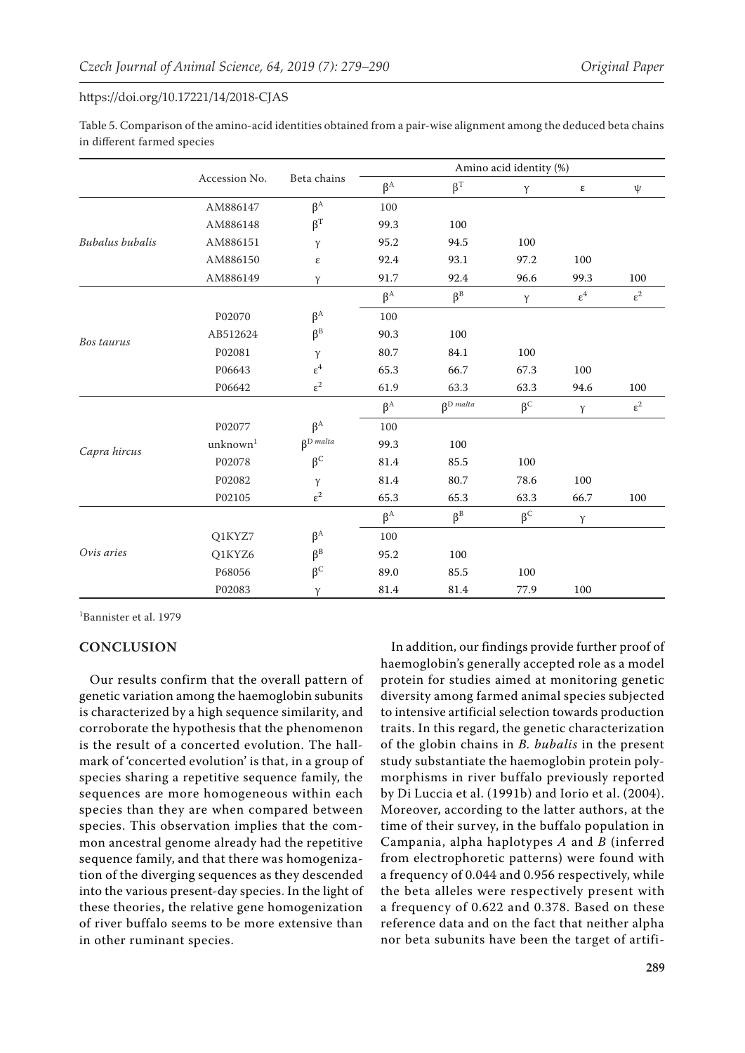Table 5. Comparison of the amino-acid identities obtained from a pair-wise alignment among the deduced beta chains in different farmed species

| | Accession No. | Beta chains | Amino acid identity (%) | | | | |
|---|---|---|---|---|---|---|---|
| | | | $\beta^A$ | $\beta^T$ | $\gamma$ | $\varepsilon$ | $\psi$ |
| *Bubalus bubalis* | AM886147 | $\beta^A$ | 100 | | | | |
| | AM886148 | $\beta^T$ | 99.3 | 100 | | | |
| | AM886151 | $\gamma$ | 95.2 | 94.5 | 100 | | |
| | AM886150 | $\varepsilon$ | 92.4 | 93.1 | 97.2 | 100 | |
| | AM886149 | $\gamma$ | 91.7 | 92.4 | 96.6 | 99.3 | 100 |
| | | | $\beta^A$ | $\beta^B$ | $\gamma$ | $\varepsilon^4$ | $\varepsilon^2$ |
| *Bos taurus* | P02070 | $\beta^A$ | 100 | | | | |
| | AB512624 | $\beta^B$ | 90.3 | 100 | | | |
| | P02081 | $\gamma$ | 80.7 | 84.1 | 100 | | |
| | P06643 | $\varepsilon^4$ | 65.3 | 66.7 | 67.3 | 100 | |
| | P06642 | $\varepsilon^2$ | 61.9 | 63.3 | 63.3 | 94.6 | 100 |
| | | | $\beta^A$ | $\beta^{D\ malta}$ | $\beta^C$ | $\gamma$ | $\varepsilon^2$ |
| *Capra hircus* | P02077 | $\beta^A$ | 100 | | | | |
| | unknown[1] | $\beta^{D\ malta}$ | 99.3 | 100 | | | |
| | P02078 | $\beta^C$ | 81.4 | 85.5 | 100 | | |
| | P02082 | $\gamma$ | 81.4 | 80.7 | 78.6 | 100 | |
| | P02105 | $\varepsilon^2$ | 65.3 | 65.3 | 63.3 | 66.7 | 100 |
| | | | $\beta^A$ | $\beta^B$ | $\beta^C$ | $\gamma$ | |
| *Ovis aries* | Q1KYZ7 | $\beta^A$ | 100 | | | | |
| | Q1KYZ6 | $\beta^B$ | 95.2 | 100 | | | |
| | P68056 | $\beta^C$ | 89.0 | 85.5 | 100 | | |
| | P02083 | $\gamma$ | 81.4 | 81.4 | 77.9 | 100 | |

[1]Bannister et al. 1979

## CONCLUSION

Our results confirm that the overall pattern of genetic variation among the haemoglobin subunits is characterized by a high sequence similarity, and corroborate the hypothesis that the phenomenon is the result of a concerted evolution. The hallmark of 'concerted evolution' is that, in a group of species sharing a repetitive sequence family, the sequences are more homogeneous within each species than they are when compared between species. This observation implies that the common ancestral genome already had the repetitive sequence family, and that there was homogenization of the diverging sequences as they descended into the various present-day species. In the light of these theories, the relative gene homogenization of river buffalo seems to be more extensive than in other ruminant species.

In addition, our findings provide further proof of haemoglobin's generally accepted role as a model protein for studies aimed at monitoring genetic diversity among farmed animal species subjected to intensive artificial selection towards production traits. In this regard, the genetic characterization of the globin chains in *B. bubalis* in the present study substantiate the haemoglobin protein polymorphisms in river buffalo previously reported by Di Luccia et al. (1991b) and Iorio et al. (2004). Moreover, according to the latter authors, at the time of their survey, in the buffalo population in Campania, alpha haplotypes *A* and *B* (inferred from electrophoretic patterns) were found with a frequency of 0.044 and 0.956 respectively, while the beta alleles were respectively present with a frequency of 0.622 and 0.378. Based on these reference data and on the fact that neither alpha nor beta subunits have been the target of artifi-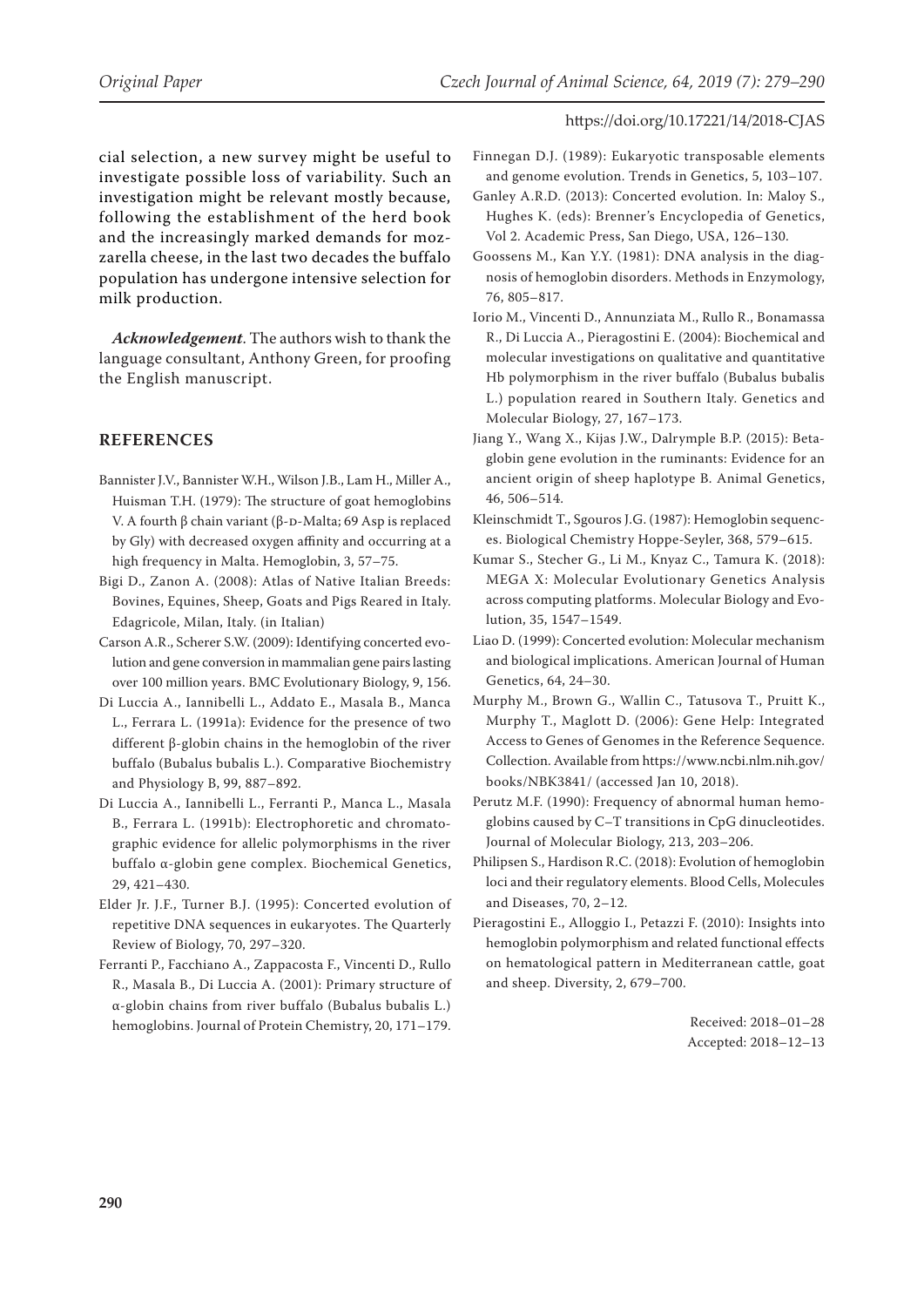cial selection, a new survey might be useful to investigate possible loss of variability. Such an investigation might be relevant mostly because, following the establishment of the herd book and the increasingly marked demands for mozzarella cheese, in the last two decades the buffalo population has undergone intensive selection for milk production.

***Acknowledgement***. The authors wish to thank the language consultant, Anthony Green, for proofing the English manuscript.

## REFERENCES

Bannister J.V., Bannister W.H., Wilson J.B., Lam H., Miller A., Huisman T.H. (1979): The structure of goat hemoglobins V. A fourth β chain variant (β-D-Malta; 69 Asp is replaced by Gly) with decreased oxygen affinity and occurring at a high frequency in Malta. Hemoglobin, 3, 57–75.

Bigi D., Zanon A. (2008): Atlas of Native Italian Breeds: Bovines, Equines, Sheep, Goats and Pigs Reared in Italy. Edagricole, Milan, Italy. (in Italian)

Carson A.R., Scherer S.W. (2009): Identifying concerted evolution and gene conversion in mammalian gene pairs lasting over 100 million years. BMC Evolutionary Biology, 9, 156.

Di Luccia A., Iannibelli L., Addato E., Masala B., Manca L., Ferrara L. (1991a): Evidence for the presence of two different β-globin chains in the hemoglobin of the river buffalo (Bubalus bubalis L.). Comparative Biochemistry and Physiology B, 99, 887–892.

Di Luccia A., Iannibelli L., Ferranti P., Manca L., Masala B., Ferrara L. (1991b): Electrophoretic and chromatographic evidence for allelic polymorphisms in the river buffalo α-globin gene complex. Biochemical Genetics, 29, 421–430.

Elder Jr. J.F., Turner B.J. (1995): Concerted evolution of repetitive DNA sequences in eukaryotes. The Quarterly Review of Biology, 70, 297–320.

Ferranti P., Facchiano A., Zappacosta F., Vincenti D., Rullo R., Masala B., Di Luccia A. (2001): Primary structure of α-globin chains from river buffalo (Bubalus bubalis L.) hemoglobins. Journal of Protein Chemistry, 20, 171–179.

Finnegan D.J. (1989): Eukaryotic transposable elements and genome evolution. Trends in Genetics, 5, 103–107.

Ganley A.R.D. (2013): Concerted evolution. In: Maloy S., Hughes K. (eds): Brenner's Encyclopedia of Genetics, Vol 2. Academic Press, San Diego, USA, 126–130.

Goossens M., Kan Y.Y. (1981): DNA analysis in the diagnosis of hemoglobin disorders. Methods in Enzymology, 76, 805–817.

Iorio M., Vincenti D., Annunziata M., Rullo R., Bonamassa R., Di Luccia A., Pieragostini E. (2004): Biochemical and molecular investigations on qualitative and quantitative Hb polymorphism in the river buffalo (Bubalus bubalis L.) population reared in Southern Italy. Genetics and Molecular Biology, 27, 167–173.

Jiang Y., Wang X., Kijas J.W., Dalrymple B.P. (2015): Beta-globin gene evolution in the ruminants: Evidence for an ancient origin of sheep haplotype B. Animal Genetics, 46, 506–514.

Kleinschmidt T., Sgouros J.G. (1987): Hemoglobin sequences. Biological Chemistry Hoppe-Seyler, 368, 579–615.

Kumar S., Stecher G., Li M., Knyaz C., Tamura K. (2018): MEGA X: Molecular Evolutionary Genetics Analysis across computing platforms. Molecular Biology and Evolution, 35, 1547–1549.

Liao D. (1999): Concerted evolution: Molecular mechanism and biological implications. American Journal of Human Genetics, 64, 24–30.

Murphy M., Brown G., Wallin C., Tatusova T., Pruitt K., Murphy T., Maglott D. (2006): Gene Help: Integrated Access to Genes of Genomes in the Reference Sequence. Collection. Available from https://www.ncbi.nlm.nih.gov/books/NBK3841/ (accessed Jan 10, 2018).

Perutz M.F. (1990): Frequency of abnormal human hemoglobins caused by C–T transitions in CpG dinucleotides. Journal of Molecular Biology, 213, 203–206.

Philipsen S., Hardison R.C. (2018): Evolution of hemoglobin loci and their regulatory elements. Blood Cells, Molecules and Diseases, 70, 2–12.

Pieragostini E., Alloggio I., Petazzi F. (2010): Insights into hemoglobin polymorphism and related functional effects on hematological pattern in Mediterranean cattle, goat and sheep. Diversity, 2, 679–700.

Received: 2018–01–28
Accepted: 2018–12–13